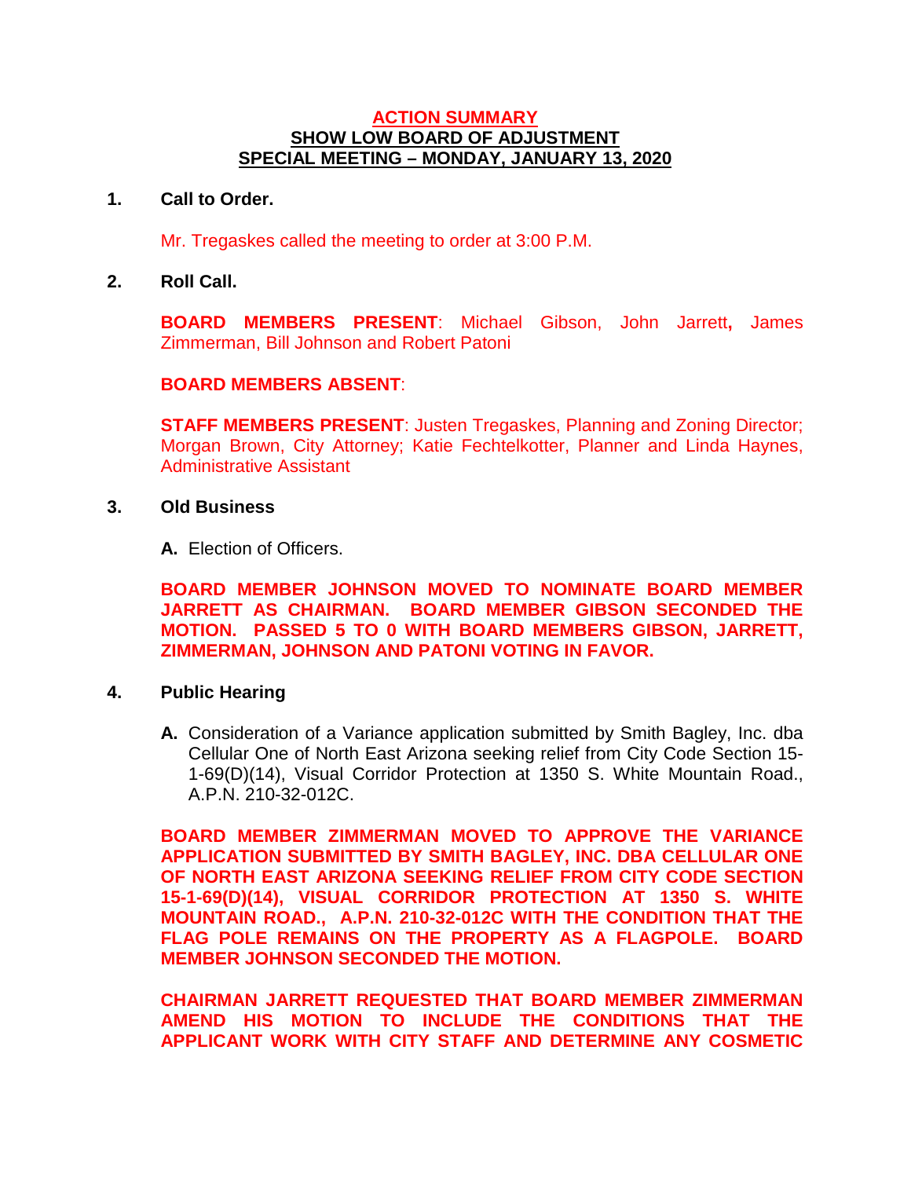**ACTION SUMMARY**
**SHOW LOW BOARD OF ADJUSTMENT**
**SPECIAL MEETING – MONDAY, JANUARY 13, 2020**

**1. Call to Order.**

Mr. Tregaskes called the meeting to order at 3:00 P.M.

**2. Roll Call.**

**BOARD MEMBERS PRESENT**: Michael Gibson, John Jarrett**,** James Zimmerman, Bill Johnson and Robert Patoni

**BOARD MEMBERS ABSENT**:

**STAFF MEMBERS PRESENT**: Justen Tregaskes, Planning and Zoning Director; Morgan Brown, City Attorney; Katie Fechtelkotter, Planner and Linda Haynes, Administrative Assistant

**3. Old Business**

**A.** Election of Officers.

**BOARD MEMBER JOHNSON MOVED TO NOMINATE BOARD MEMBER JARRETT AS CHAIRMAN. BOARD MEMBER GIBSON SECONDED THE MOTION. PASSED 5 TO 0 WITH BOARD MEMBERS GIBSON, JARRETT, ZIMMERMAN, JOHNSON AND PATONI VOTING IN FAVOR.**

**4. Public Hearing**

**A.** Consideration of a Variance application submitted by Smith Bagley, Inc. dba Cellular One of North East Arizona seeking relief from City Code Section 15-1-69(D)(14), Visual Corridor Protection at 1350 S. White Mountain Road., A.P.N. 210-32-012C.

**BOARD MEMBER ZIMMERMAN MOVED TO APPROVE THE VARIANCE APPLICATION SUBMITTED BY SMITH BAGLEY, INC. DBA CELLULAR ONE OF NORTH EAST ARIZONA SEEKING RELIEF FROM CITY CODE SECTION 15-1-69(D)(14), VISUAL CORRIDOR PROTECTION AT 1350 S. WHITE MOUNTAIN ROAD., A.P.N. 210-32-012C WITH THE CONDITION THAT THE FLAG POLE REMAINS ON THE PROPERTY AS A FLAGPOLE. BOARD MEMBER JOHNSON SECONDED THE MOTION.**

**CHAIRMAN JARRETT REQUESTED THAT BOARD MEMBER ZIMMERMAN AMEND HIS MOTION TO INCLUDE THE CONDITIONS THAT THE APPLICANT WORK WITH CITY STAFF AND DETERMINE ANY COSMETIC**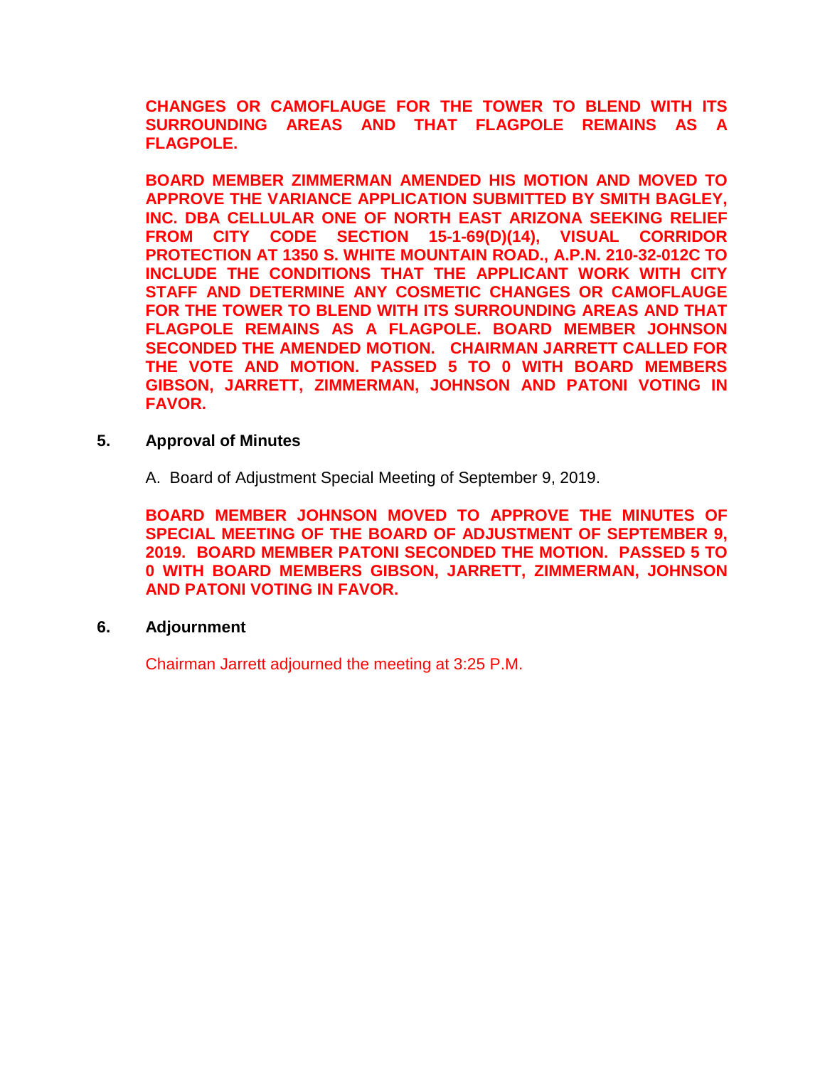**CHANGES OR CAMOFLAUGE FOR THE TOWER TO BLEND WITH ITS SURROUNDING AREAS AND THAT FLAGPOLE REMAINS AS A FLAGPOLE.**

**BOARD MEMBER ZIMMERMAN AMENDED HIS MOTION AND MOVED TO APPROVE THE VARIANCE APPLICATION SUBMITTED BY SMITH BAGLEY, INC. DBA CELLULAR ONE OF NORTH EAST ARIZONA SEEKING RELIEF FROM CITY CODE SECTION 15-1-69(D)(14), VISUAL CORRIDOR PROTECTION AT 1350 S. WHITE MOUNTAIN ROAD., A.P.N. 210-32-012C TO INCLUDE THE CONDITIONS THAT THE APPLICANT WORK WITH CITY STAFF AND DETERMINE ANY COSMETIC CHANGES OR CAMOFLAUGE FOR THE TOWER TO BLEND WITH ITS SURROUNDING AREAS AND THAT FLAGPOLE REMAINS AS A FLAGPOLE. BOARD MEMBER JOHNSON SECONDED THE AMENDED MOTION. CHAIRMAN JARRETT CALLED FOR THE VOTE AND MOTION. PASSED 5 TO 0 WITH BOARD MEMBERS GIBSON, JARRETT, ZIMMERMAN, JOHNSON AND PATONI VOTING IN FAVOR.**

**5. Approval of Minutes**

A. Board of Adjustment Special Meeting of September 9, 2019.

**BOARD MEMBER JOHNSON MOVED TO APPROVE THE MINUTES OF SPECIAL MEETING OF THE BOARD OF ADJUSTMENT OF SEPTEMBER 9, 2019. BOARD MEMBER PATONI SECONDED THE MOTION. PASSED 5 TO 0 WITH BOARD MEMBERS GIBSON, JARRETT, ZIMMERMAN, JOHNSON AND PATONI VOTING IN FAVOR.**

**6. Adjournment**

Chairman Jarrett adjourned the meeting at 3:25 P.M.